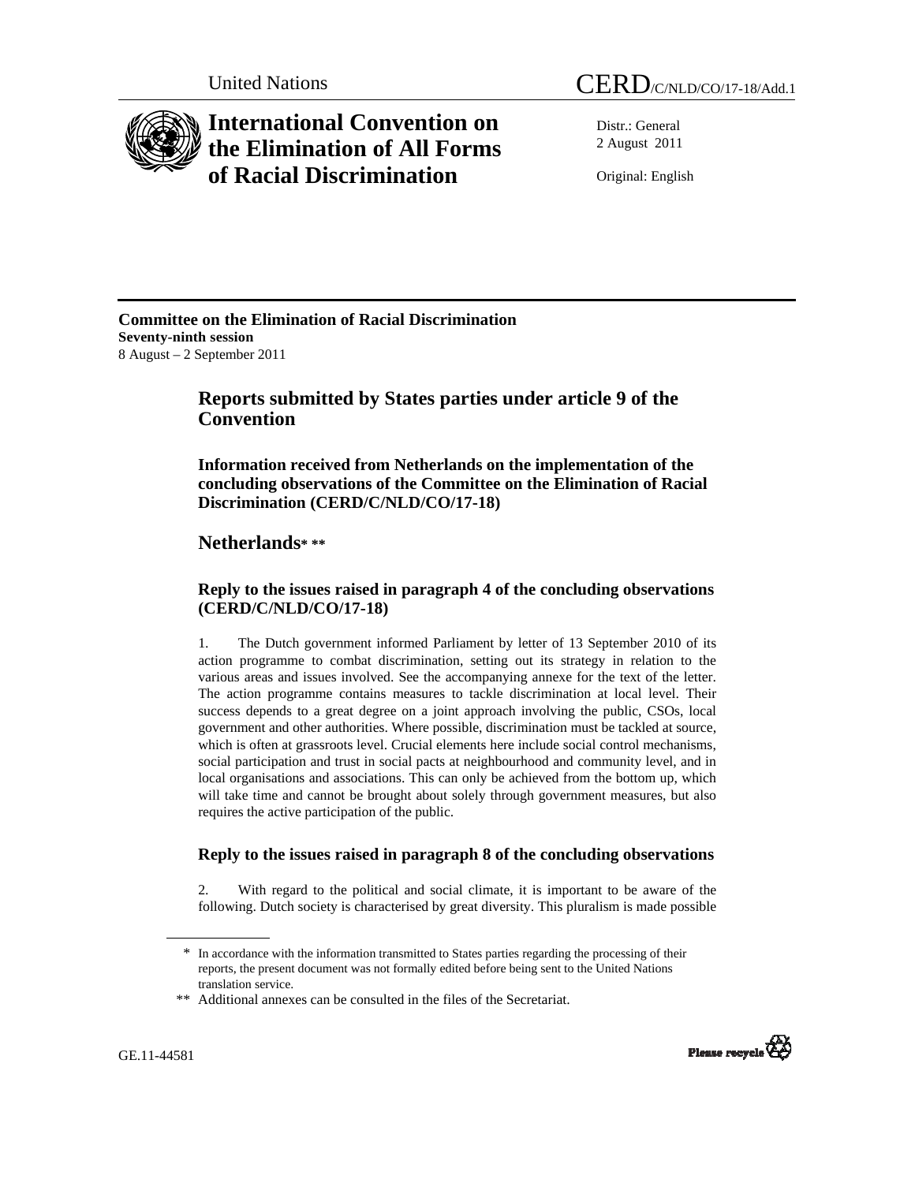United Nations

CERD/C/NLD/CO/17-18/Add.1

# International Convention on the Elimination of All Forms of Racial Discrimination

Distr.: General
2 August 2011

Original: English

**Committee on the Elimination of Racial Discrimination**
**Seventy-ninth session**
8 August – 2 September 2011

## Reports submitted by States parties under article 9 of the Convention

### Information received from Netherlands on the implementation of the concluding observations of the Committee on the Elimination of Racial Discrimination (CERD/C/NLD/CO/17-18)

## Netherlands* **

### Reply to the issues raised in paragraph 4 of the concluding observations (CERD/C/NLD/CO/17-18)

1. The Dutch government informed Parliament by letter of 13 September 2010 of its action programme to combat discrimination, setting out its strategy in relation to the various areas and issues involved. See the accompanying annexe for the text of the letter. The action programme contains measures to tackle discrimination at local level. Their success depends to a great degree on a joint approach involving the public, CSOs, local government and other authorities. Where possible, discrimination must be tackled at source, which is often at grassroots level. Crucial elements here include social control mechanisms, social participation and trust in social pacts at neighbourhood and community level, and in local organisations and associations. This can only be achieved from the bottom up, which will take time and cannot be brought about solely through government measures, but also requires the active participation of the public.

### Reply to the issues raised in paragraph 8 of the concluding observations

2. With regard to the political and social climate, it is important to be aware of the following. Dutch society is characterised by great diversity. This pluralism is made possible

\* In accordance with the information transmitted to States parties regarding the processing of their reports, the present document was not formally edited before being sent to the United Nations translation service.

\*\* Additional annexes can be consulted in the files of the Secretariat.

GE.11-44581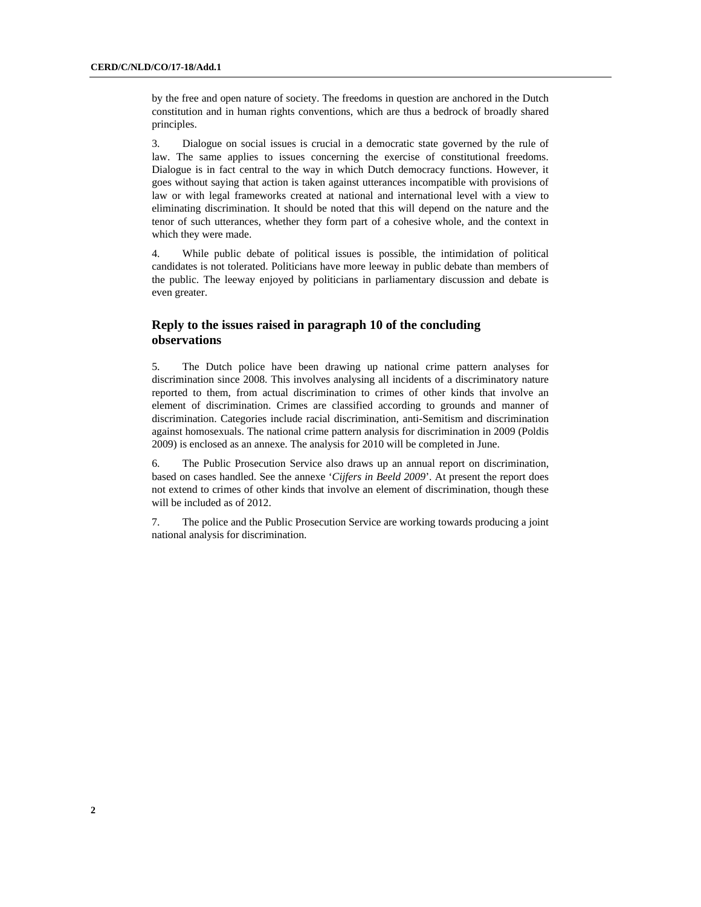by the free and open nature of society. The freedoms in question are anchored in the Dutch constitution and in human rights conventions, which are thus a bedrock of broadly shared principles.

3. Dialogue on social issues is crucial in a democratic state governed by the rule of law. The same applies to issues concerning the exercise of constitutional freedoms. Dialogue is in fact central to the way in which Dutch democracy functions. However, it goes without saying that action is taken against utterances incompatible with provisions of law or with legal frameworks created at national and international level with a view to eliminating discrimination. It should be noted that this will depend on the nature and the tenor of such utterances, whether they form part of a cohesive whole, and the context in which they were made.

4. While public debate of political issues is possible, the intimidation of political candidates is not tolerated. Politicians have more leeway in public debate than members of the public. The leeway enjoyed by politicians in parliamentary discussion and debate is even greater.

## Reply to the issues raised in paragraph 10 of the concluding observations

5. The Dutch police have been drawing up national crime pattern analyses for discrimination since 2008. This involves analysing all incidents of a discriminatory nature reported to them, from actual discrimination to crimes of other kinds that involve an element of discrimination. Crimes are classified according to grounds and manner of discrimination. Categories include racial discrimination, anti-Semitism and discrimination against homosexuals. The national crime pattern analysis for discrimination in 2009 (Poldis 2009) is enclosed as an annexe. The analysis for 2010 will be completed in June.

6. The Public Prosecution Service also draws up an annual report on discrimination, based on cases handled. See the annexe '*Cijfers in Beeld 2009*'. At present the report does not extend to crimes of other kinds that involve an element of discrimination, though these will be included as of 2012.

7. The police and the Public Prosecution Service are working towards producing a joint national analysis for discrimination.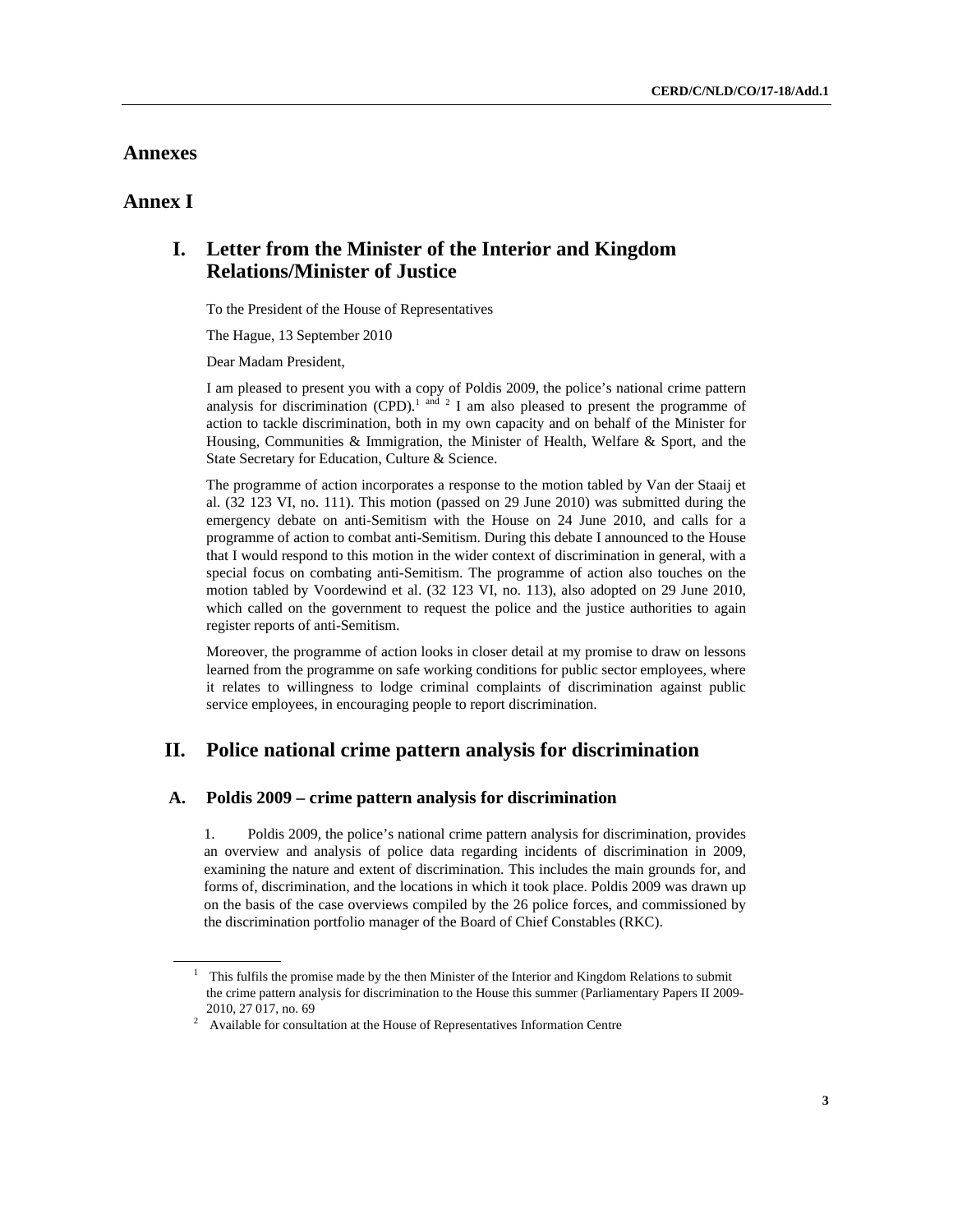# Annexes

## Annex I

### I. Letter from the Minister of the Interior and Kingdom Relations/Minister of Justice

To the President of the House of Representatives

The Hague, 13 September 2010

Dear Madam President,

I am pleased to present you with a copy of Poldis 2009, the police's national crime pattern analysis for discrimination (CPD).[1 and 2] I am also pleased to present the programme of action to tackle discrimination, both in my own capacity and on behalf of the Minister for Housing, Communities & Immigration, the Minister of Health, Welfare & Sport, and the State Secretary for Education, Culture & Science.

The programme of action incorporates a response to the motion tabled by Van der Staaij et al. (32 123 VI, no. 111). This motion (passed on 29 June 2010) was submitted during the emergency debate on anti-Semitism with the House on 24 June 2010, and calls for a programme of action to combat anti-Semitism. During this debate I announced to the House that I would respond to this motion in the wider context of discrimination in general, with a special focus on combating anti-Semitism. The programme of action also touches on the motion tabled by Voordewind et al. (32 123 VI, no. 113), also adopted on 29 June 2010, which called on the government to request the police and the justice authorities to again register reports of anti-Semitism.

Moreover, the programme of action looks in closer detail at my promise to draw on lessons learned from the programme on safe working conditions for public sector employees, where it relates to willingness to lodge criminal complaints of discrimination against public service employees, in encouraging people to report discrimination.

### II. Police national crime pattern analysis for discrimination

#### A. Poldis 2009 – crime pattern analysis for discrimination

1. Poldis 2009, the police's national crime pattern analysis for discrimination, provides an overview and analysis of police data regarding incidents of discrimination in 2009, examining the nature and extent of discrimination. This includes the main grounds for, and forms of, discrimination, and the locations in which it took place. Poldis 2009 was drawn up on the basis of the case overviews compiled by the 26 police forces, and commissioned by the discrimination portfolio manager of the Board of Chief Constables (RKC).

---

[1] This fulfils the promise made by the then Minister of the Interior and Kingdom Relations to submit the crime pattern analysis for discrimination to the House this summer (Parliamentary Papers II 2009-2010, 27 017, no. 69

[2] Available for consultation at the House of Representatives Information Centre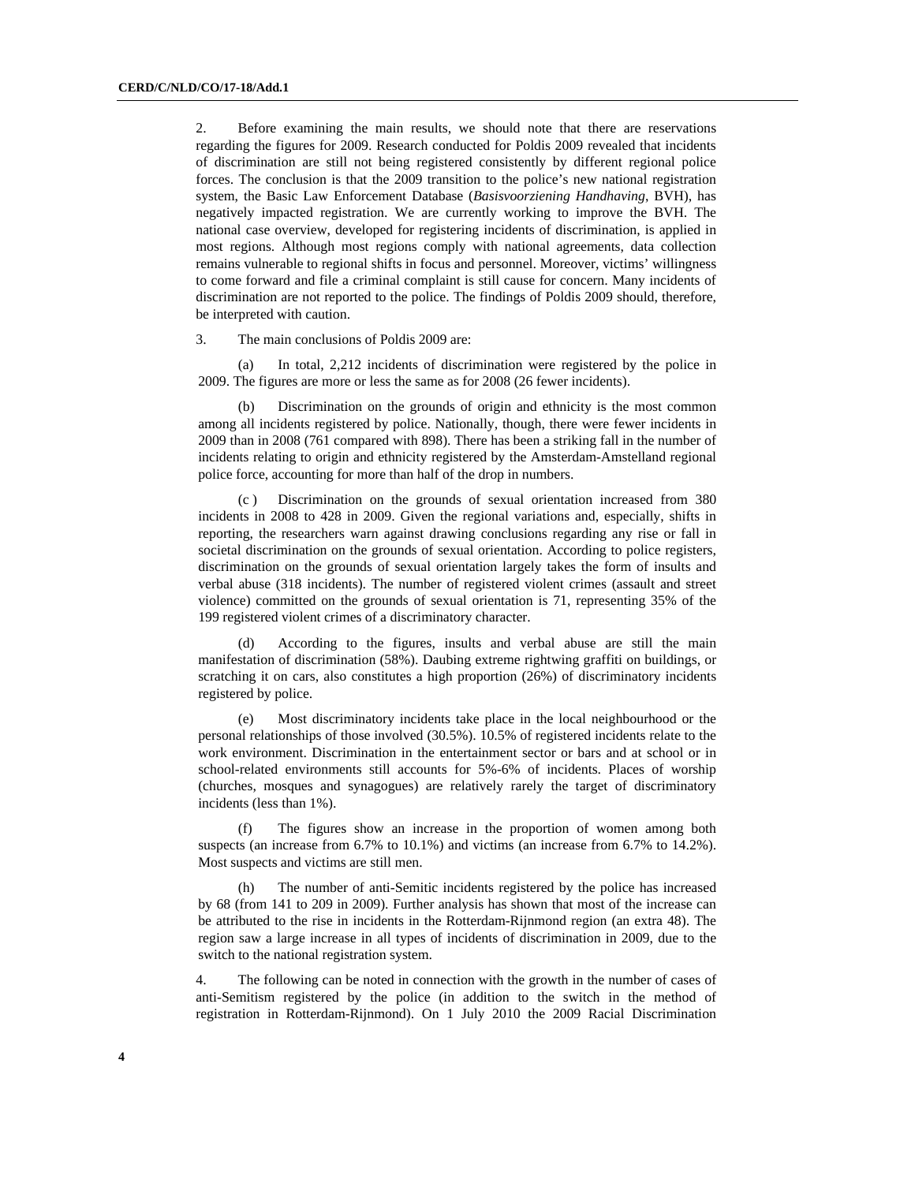2. Before examining the main results, we should note that there are reservations regarding the figures for 2009. Research conducted for Poldis 2009 revealed that incidents of discrimination are still not being registered consistently by different regional police forces. The conclusion is that the 2009 transition to the police's new national registration system, the Basic Law Enforcement Database (*Basisvoorziening Handhaving*, BVH), has negatively impacted registration. We are currently working to improve the BVH. The national case overview, developed for registering incidents of discrimination, is applied in most regions. Although most regions comply with national agreements, data collection remains vulnerable to regional shifts in focus and personnel. Moreover, victims' willingness to come forward and file a criminal complaint is still cause for concern. Many incidents of discrimination are not reported to the police. The findings of Poldis 2009 should, therefore, be interpreted with caution.

3. The main conclusions of Poldis 2009 are:

(a) In total, 2,212 incidents of discrimination were registered by the police in 2009. The figures are more or less the same as for 2008 (26 fewer incidents).

(b) Discrimination on the grounds of origin and ethnicity is the most common among all incidents registered by police. Nationally, though, there were fewer incidents in 2009 than in 2008 (761 compared with 898). There has been a striking fall in the number of incidents relating to origin and ethnicity registered by the Amsterdam-Amstelland regional police force, accounting for more than half of the drop in numbers.

(c ) Discrimination on the grounds of sexual orientation increased from 380 incidents in 2008 to 428 in 2009. Given the regional variations and, especially, shifts in reporting, the researchers warn against drawing conclusions regarding any rise or fall in societal discrimination on the grounds of sexual orientation. According to police registers, discrimination on the grounds of sexual orientation largely takes the form of insults and verbal abuse (318 incidents). The number of registered violent crimes (assault and street violence) committed on the grounds of sexual orientation is 71, representing 35% of the 199 registered violent crimes of a discriminatory character.

(d) According to the figures, insults and verbal abuse are still the main manifestation of discrimination (58%). Daubing extreme rightwing graffiti on buildings, or scratching it on cars, also constitutes a high proportion (26%) of discriminatory incidents registered by police.

(e) Most discriminatory incidents take place in the local neighbourhood or the personal relationships of those involved (30.5%). 10.5% of registered incidents relate to the work environment. Discrimination in the entertainment sector or bars and at school or in school-related environments still accounts for 5%-6% of incidents. Places of worship (churches, mosques and synagogues) are relatively rarely the target of discriminatory incidents (less than 1%).

(f) The figures show an increase in the proportion of women among both suspects (an increase from 6.7% to 10.1%) and victims (an increase from 6.7% to 14.2%). Most suspects and victims are still men.

(h) The number of anti-Semitic incidents registered by the police has increased by 68 (from 141 to 209 in 2009). Further analysis has shown that most of the increase can be attributed to the rise in incidents in the Rotterdam-Rijnmond region (an extra 48). The region saw a large increase in all types of incidents of discrimination in 2009, due to the switch to the national registration system.

4. The following can be noted in connection with the growth in the number of cases of anti-Semitism registered by the police (in addition to the switch in the method of registration in Rotterdam-Rijnmond). On 1 July 2010 the 2009 Racial Discrimination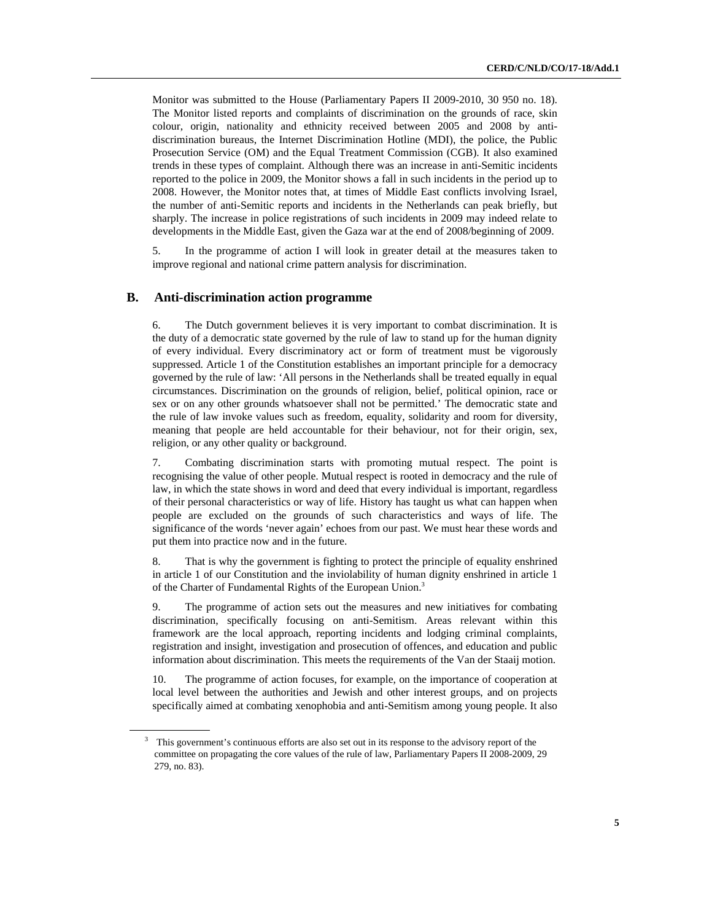Monitor was submitted to the House (Parliamentary Papers II 2009-2010, 30 950 no. 18). The Monitor listed reports and complaints of discrimination on the grounds of race, skin colour, origin, nationality and ethnicity received between 2005 and 2008 by anti-discrimination bureaus, the Internet Discrimination Hotline (MDI), the police, the Public Prosecution Service (OM) and the Equal Treatment Commission (CGB). It also examined trends in these types of complaint. Although there was an increase in anti-Semitic incidents reported to the police in 2009, the Monitor shows a fall in such incidents in the period up to 2008. However, the Monitor notes that, at times of Middle East conflicts involving Israel, the number of anti-Semitic reports and incidents in the Netherlands can peak briefly, but sharply. The increase in police registrations of such incidents in 2009 may indeed relate to developments in the Middle East, given the Gaza war at the end of 2008/beginning of 2009.

5. In the programme of action I will look in greater detail at the measures taken to improve regional and national crime pattern analysis for discrimination.

## B. Anti-discrimination action programme

6. The Dutch government believes it is very important to combat discrimination. It is the duty of a democratic state governed by the rule of law to stand up for the human dignity of every individual. Every discriminatory act or form of treatment must be vigorously suppressed. Article 1 of the Constitution establishes an important principle for a democracy governed by the rule of law: 'All persons in the Netherlands shall be treated equally in equal circumstances. Discrimination on the grounds of religion, belief, political opinion, race or sex or on any other grounds whatsoever shall not be permitted.' The democratic state and the rule of law invoke values such as freedom, equality, solidarity and room for diversity, meaning that people are held accountable for their behaviour, not for their origin, sex, religion, or any other quality or background.

7. Combating discrimination starts with promoting mutual respect. The point is recognising the value of other people. Mutual respect is rooted in democracy and the rule of law, in which the state shows in word and deed that every individual is important, regardless of their personal characteristics or way of life. History has taught us what can happen when people are excluded on the grounds of such characteristics and ways of life. The significance of the words 'never again' echoes from our past. We must hear these words and put them into practice now and in the future.

8. That is why the government is fighting to protect the principle of equality enshrined in article 1 of our Constitution and the inviolability of human dignity enshrined in article 1 of the Charter of Fundamental Rights of the European Union.[3]

9. The programme of action sets out the measures and new initiatives for combating discrimination, specifically focusing on anti-Semitism. Areas relevant within this framework are the local approach, reporting incidents and lodging criminal complaints, registration and insight, investigation and prosecution of offences, and education and public information about discrimination. This meets the requirements of the Van der Staaij motion.

10. The programme of action focuses, for example, on the importance of cooperation at local level between the authorities and Jewish and other interest groups, and on projects specifically aimed at combating xenophobia and anti-Semitism among young people. It also

[3] This government's continuous efforts are also set out in its response to the advisory report of the committee on propagating the core values of the rule of law, Parliamentary Papers II 2008-2009, 29 279, no. 83).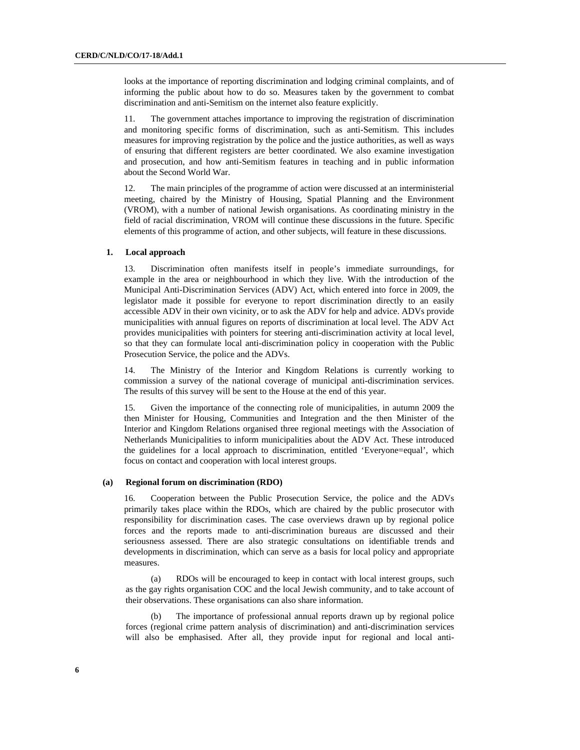looks at the importance of reporting discrimination and lodging criminal complaints, and of informing the public about how to do so. Measures taken by the government to combat discrimination and anti-Semitism on the internet also feature explicitly.

11. The government attaches importance to improving the registration of discrimination and monitoring specific forms of discrimination, such as anti-Semitism. This includes measures for improving registration by the police and the justice authorities, as well as ways of ensuring that different registers are better coordinated. We also examine investigation and prosecution, and how anti-Semitism features in teaching and in public information about the Second World War.

12. The main principles of the programme of action were discussed at an interministerial meeting, chaired by the Ministry of Housing, Spatial Planning and the Environment (VROM), with a number of national Jewish organisations. As coordinating ministry in the field of racial discrimination, VROM will continue these discussions in the future. Specific elements of this programme of action, and other subjects, will feature in these discussions.

### 1. Local approach

13. Discrimination often manifests itself in people's immediate surroundings, for example in the area or neighbourhood in which they live. With the introduction of the Municipal Anti-Discrimination Services (ADV) Act, which entered into force in 2009, the legislator made it possible for everyone to report discrimination directly to an easily accessible ADV in their own vicinity, or to ask the ADV for help and advice. ADVs provide municipalities with annual figures on reports of discrimination at local level. The ADV Act provides municipalities with pointers for steering anti-discrimination activity at local level, so that they can formulate local anti-discrimination policy in cooperation with the Public Prosecution Service, the police and the ADVs.

14. The Ministry of the Interior and Kingdom Relations is currently working to commission a survey of the national coverage of municipal anti-discrimination services. The results of this survey will be sent to the House at the end of this year.

15. Given the importance of the connecting role of municipalities, in autumn 2009 the then Minister for Housing, Communities and Integration and the then Minister of the Interior and Kingdom Relations organised three regional meetings with the Association of Netherlands Municipalities to inform municipalities about the ADV Act. These introduced the guidelines for a local approach to discrimination, entitled 'Everyone=equal', which focus on contact and cooperation with local interest groups.

#### (a) Regional forum on discrimination (RDO)

16. Cooperation between the Public Prosecution Service, the police and the ADVs primarily takes place within the RDOs, which are chaired by the public prosecutor with responsibility for discrimination cases. The case overviews drawn up by regional police forces and the reports made to anti-discrimination bureaus are discussed and their seriousness assessed. There are also strategic consultations on identifiable trends and developments in discrimination, which can serve as a basis for local policy and appropriate measures.

(a) RDOs will be encouraged to keep in contact with local interest groups, such as the gay rights organisation COC and the local Jewish community, and to take account of their observations. These organisations can also share information.

(b) The importance of professional annual reports drawn up by regional police forces (regional crime pattern analysis of discrimination) and anti-discrimination services will also be emphasised. After all, they provide input for regional and local anti-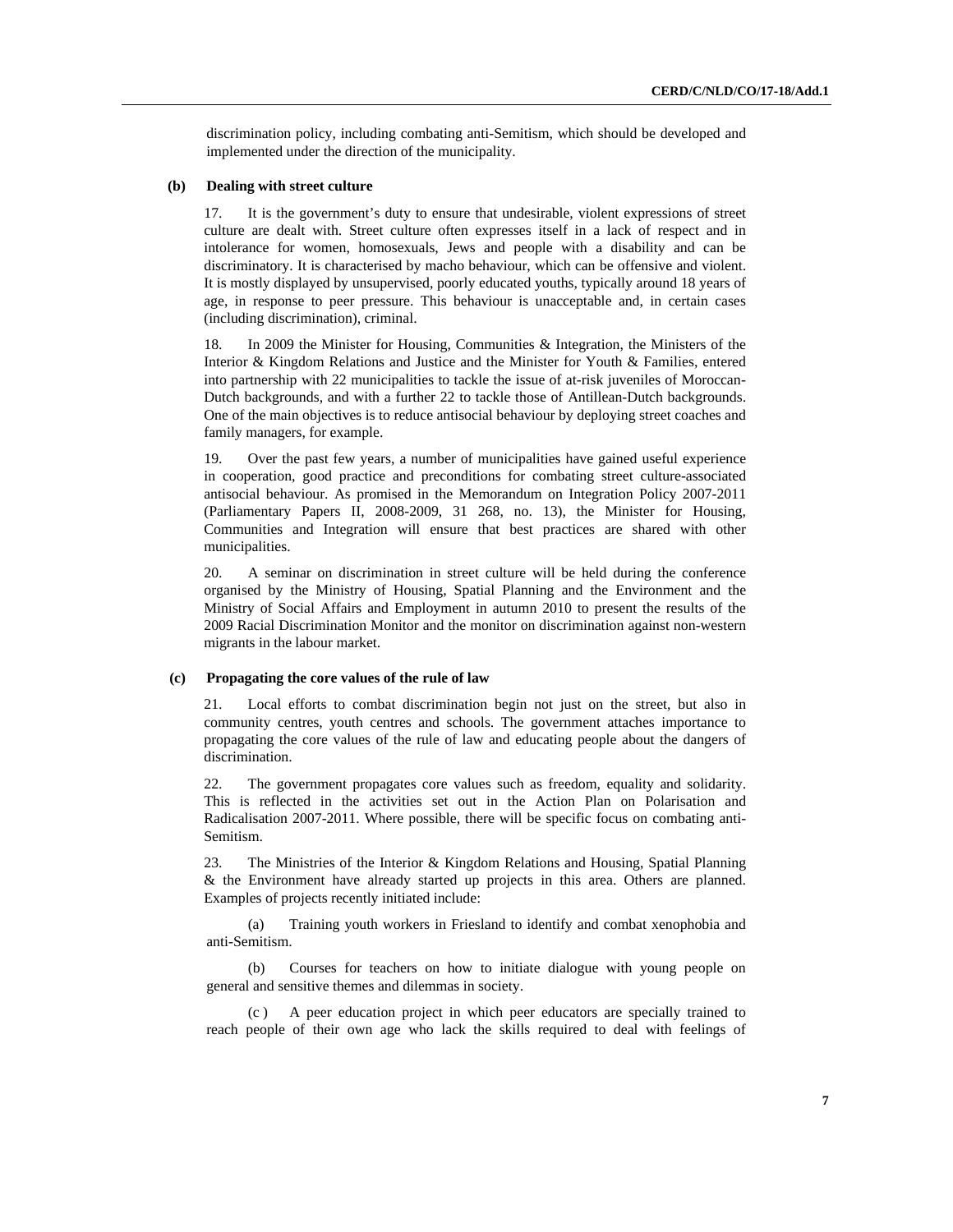discrimination policy, including combating anti-Semitism, which should be developed and implemented under the direction of the municipality.

### (b) Dealing with street culture

17. It is the government's duty to ensure that undesirable, violent expressions of street culture are dealt with. Street culture often expresses itself in a lack of respect and in intolerance for women, homosexuals, Jews and people with a disability and can be discriminatory. It is characterised by macho behaviour, which can be offensive and violent. It is mostly displayed by unsupervised, poorly educated youths, typically around 18 years of age, in response to peer pressure. This behaviour is unacceptable and, in certain cases (including discrimination), criminal.

18. In 2009 the Minister for Housing, Communities & Integration, the Ministers of the Interior & Kingdom Relations and Justice and the Minister for Youth & Families, entered into partnership with 22 municipalities to tackle the issue of at-risk juveniles of Moroccan-Dutch backgrounds, and with a further 22 to tackle those of Antillean-Dutch backgrounds. One of the main objectives is to reduce antisocial behaviour by deploying street coaches and family managers, for example.

19. Over the past few years, a number of municipalities have gained useful experience in cooperation, good practice and preconditions for combating street culture-associated antisocial behaviour. As promised in the Memorandum on Integration Policy 2007-2011 (Parliamentary Papers II, 2008-2009, 31 268, no. 13), the Minister for Housing, Communities and Integration will ensure that best practices are shared with other municipalities.

20. A seminar on discrimination in street culture will be held during the conference organised by the Ministry of Housing, Spatial Planning and the Environment and the Ministry of Social Affairs and Employment in autumn 2010 to present the results of the 2009 Racial Discrimination Monitor and the monitor on discrimination against non-western migrants in the labour market.

### (c) Propagating the core values of the rule of law

21. Local efforts to combat discrimination begin not just on the street, but also in community centres, youth centres and schools. The government attaches importance to propagating the core values of the rule of law and educating people about the dangers of discrimination.

22. The government propagates core values such as freedom, equality and solidarity. This is reflected in the activities set out in the Action Plan on Polarisation and Radicalisation 2007-2011. Where possible, there will be specific focus on combating anti-Semitism.

23. The Ministries of the Interior & Kingdom Relations and Housing, Spatial Planning & the Environment have already started up projects in this area. Others are planned. Examples of projects recently initiated include:

(a) Training youth workers in Friesland to identify and combat xenophobia and anti-Semitism.

(b) Courses for teachers on how to initiate dialogue with young people on general and sensitive themes and dilemmas in society.

(c) A peer education project in which peer educators are specially trained to reach people of their own age who lack the skills required to deal with feelings of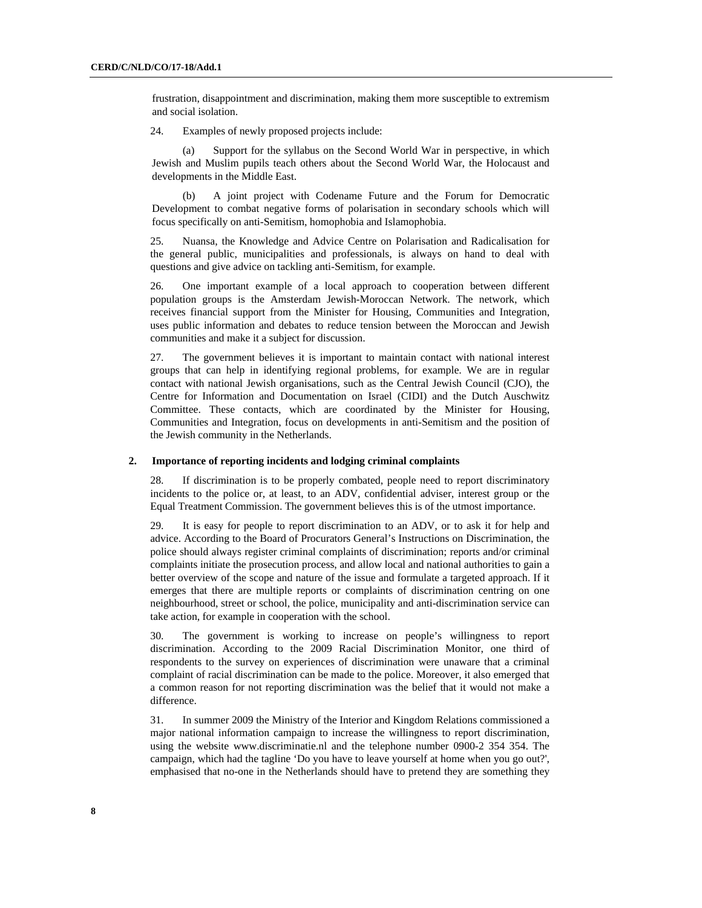frustration, disappointment and discrimination, making them more susceptible to extremism and social isolation.

24. Examples of newly proposed projects include:

(a) Support for the syllabus on the Second World War in perspective, in which Jewish and Muslim pupils teach others about the Second World War, the Holocaust and developments in the Middle East.

(b) A joint project with Codename Future and the Forum for Democratic Development to combat negative forms of polarisation in secondary schools which will focus specifically on anti-Semitism, homophobia and Islamophobia.

25. Nuansa, the Knowledge and Advice Centre on Polarisation and Radicalisation for the general public, municipalities and professionals, is always on hand to deal with questions and give advice on tackling anti-Semitism, for example.

26. One important example of a local approach to cooperation between different population groups is the Amsterdam Jewish-Moroccan Network. The network, which receives financial support from the Minister for Housing, Communities and Integration, uses public information and debates to reduce tension between the Moroccan and Jewish communities and make it a subject for discussion.

27. The government believes it is important to maintain contact with national interest groups that can help in identifying regional problems, for example. We are in regular contact with national Jewish organisations, such as the Central Jewish Council (CJO), the Centre for Information and Documentation on Israel (CIDI) and the Dutch Auschwitz Committee. These contacts, which are coordinated by the Minister for Housing, Communities and Integration, focus on developments in anti-Semitism and the position of the Jewish community in the Netherlands.

### 2. Importance of reporting incidents and lodging criminal complaints

28. If discrimination is to be properly combated, people need to report discriminatory incidents to the police or, at least, to an ADV, confidential adviser, interest group or the Equal Treatment Commission. The government believes this is of the utmost importance.

29. It is easy for people to report discrimination to an ADV, or to ask it for help and advice. According to the Board of Procurators General's Instructions on Discrimination, the police should always register criminal complaints of discrimination; reports and/or criminal complaints initiate the prosecution process, and allow local and national authorities to gain a better overview of the scope and nature of the issue and formulate a targeted approach. If it emerges that there are multiple reports or complaints of discrimination centring on one neighbourhood, street or school, the police, municipality and anti-discrimination service can take action, for example in cooperation with the school.

30. The government is working to increase on people's willingness to report discrimination. According to the 2009 Racial Discrimination Monitor, one third of respondents to the survey on experiences of discrimination were unaware that a criminal complaint of racial discrimination can be made to the police. Moreover, it also emerged that a common reason for not reporting discrimination was the belief that it would not make a difference.

31. In summer 2009 the Ministry of the Interior and Kingdom Relations commissioned a major national information campaign to increase the willingness to report discrimination, using the website www.discriminatie.nl and the telephone number 0900-2 354 354. The campaign, which had the tagline 'Do you have to leave yourself at home when you go out?', emphasised that no-one in the Netherlands should have to pretend they are something they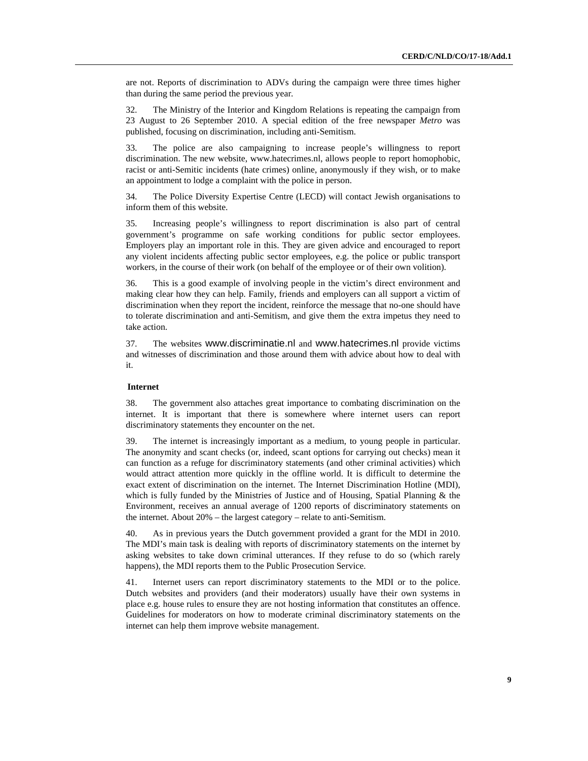are not. Reports of discrimination to ADVs during the campaign were three times higher than during the same period the previous year.

32. The Ministry of the Interior and Kingdom Relations is repeating the campaign from 23 August to 26 September 2010. A special edition of the free newspaper *Metro* was published, focusing on discrimination, including anti-Semitism.

33. The police are also campaigning to increase people's willingness to report discrimination. The new website, www.hatecrimes.nl, allows people to report homophobic, racist or anti-Semitic incidents (hate crimes) online, anonymously if they wish, or to make an appointment to lodge a complaint with the police in person.

34. The Police Diversity Expertise Centre (LECD) will contact Jewish organisations to inform them of this website.

35. Increasing people's willingness to report discrimination is also part of central government's programme on safe working conditions for public sector employees. Employers play an important role in this. They are given advice and encouraged to report any violent incidents affecting public sector employees, e.g. the police or public transport workers, in the course of their work (on behalf of the employee or of their own volition).

36. This is a good example of involving people in the victim's direct environment and making clear how they can help. Family, friends and employers can all support a victim of discrimination when they report the incident, reinforce the message that no-one should have to tolerate discrimination and anti-Semitism, and give them the extra impetus they need to take action.

37. The websites www.discriminatie.nl and www.hatecrimes.nl provide victims and witnesses of discrimination and those around them with advice about how to deal with it.

**Internet**

38. The government also attaches great importance to combating discrimination on the internet. It is important that there is somewhere where internet users can report discriminatory statements they encounter on the net.

39. The internet is increasingly important as a medium, to young people in particular. The anonymity and scant checks (or, indeed, scant options for carrying out checks) mean it can function as a refuge for discriminatory statements (and other criminal activities) which would attract attention more quickly in the offline world. It is difficult to determine the exact extent of discrimination on the internet. The Internet Discrimination Hotline (MDI), which is fully funded by the Ministries of Justice and of Housing, Spatial Planning & the Environment, receives an annual average of 1200 reports of discriminatory statements on the internet. About 20% – the largest category – relate to anti-Semitism.

40. As in previous years the Dutch government provided a grant for the MDI in 2010. The MDI's main task is dealing with reports of discriminatory statements on the internet by asking websites to take down criminal utterances. If they refuse to do so (which rarely happens), the MDI reports them to the Public Prosecution Service.

41. Internet users can report discriminatory statements to the MDI or to the police. Dutch websites and providers (and their moderators) usually have their own systems in place e.g. house rules to ensure they are not hosting information that constitutes an offence. Guidelines for moderators on how to moderate criminal discriminatory statements on the internet can help them improve website management.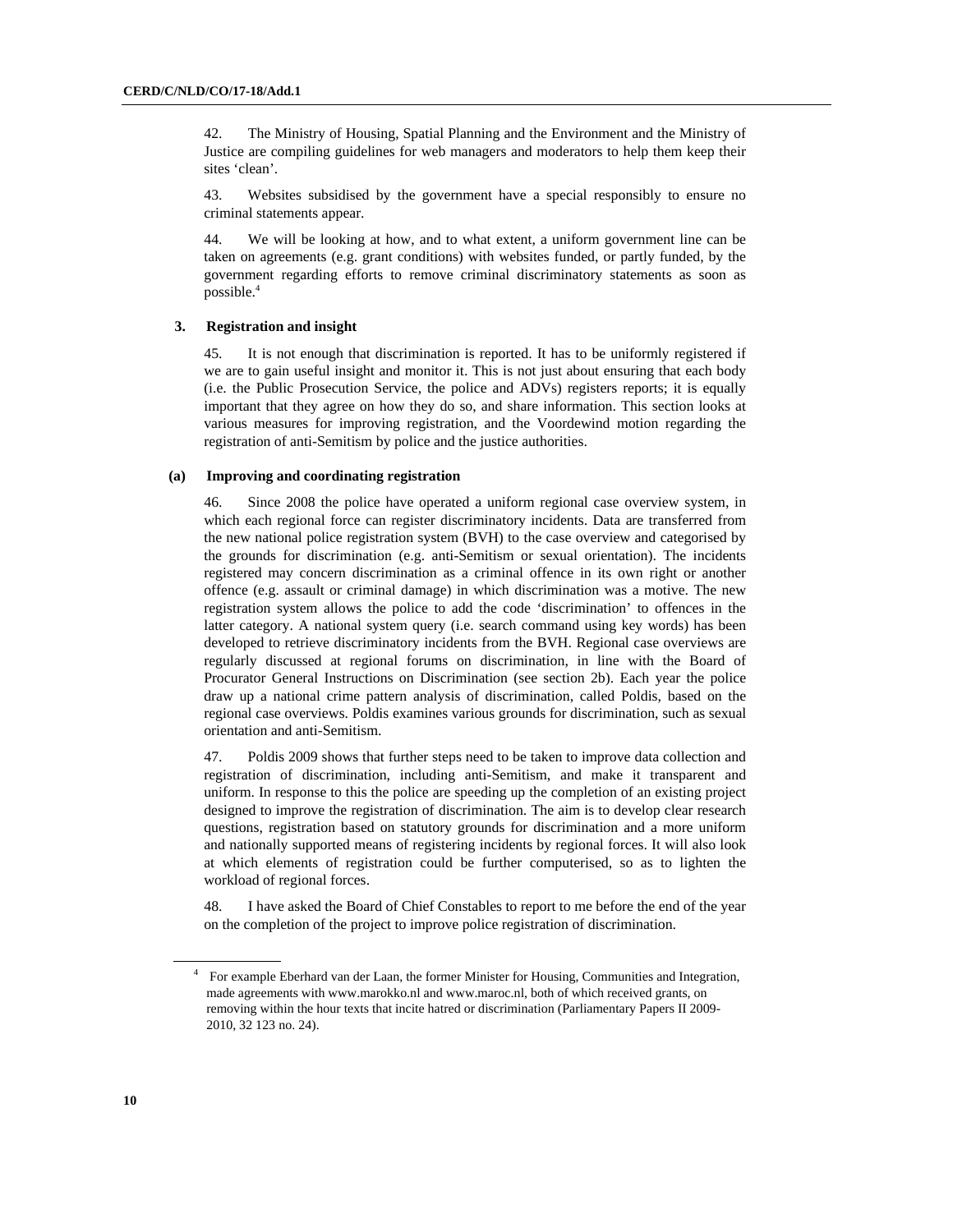42. The Ministry of Housing, Spatial Planning and the Environment and the Ministry of Justice are compiling guidelines for web managers and moderators to help them keep their sites 'clean'.

43. Websites subsidised by the government have a special responsibly to ensure no criminal statements appear.

44. We will be looking at how, and to what extent, a uniform government line can be taken on agreements (e.g. grant conditions) with websites funded, or partly funded, by the government regarding efforts to remove criminal discriminatory statements as soon as possible.[4]

### 3. Registration and insight

45. It is not enough that discrimination is reported. It has to be uniformly registered if we are to gain useful insight and monitor it. This is not just about ensuring that each body (i.e. the Public Prosecution Service, the police and ADVs) registers reports; it is equally important that they agree on how they do so, and share information. This section looks at various measures for improving registration, and the Voordewind motion regarding the registration of anti-Semitism by police and the justice authorities.

#### (a) Improving and coordinating registration

46. Since 2008 the police have operated a uniform regional case overview system, in which each regional force can register discriminatory incidents. Data are transferred from the new national police registration system (BVH) to the case overview and categorised by the grounds for discrimination (e.g. anti-Semitism or sexual orientation). The incidents registered may concern discrimination as a criminal offence in its own right or another offence (e.g. assault or criminal damage) in which discrimination was a motive. The new registration system allows the police to add the code 'discrimination' to offences in the latter category. A national system query (i.e. search command using key words) has been developed to retrieve discriminatory incidents from the BVH. Regional case overviews are regularly discussed at regional forums on discrimination, in line with the Board of Procurator General Instructions on Discrimination (see section 2b). Each year the police draw up a national crime pattern analysis of discrimination, called Poldis, based on the regional case overviews. Poldis examines various grounds for discrimination, such as sexual orientation and anti-Semitism.

47. Poldis 2009 shows that further steps need to be taken to improve data collection and registration of discrimination, including anti-Semitism, and make it transparent and uniform. In response to this the police are speeding up the completion of an existing project designed to improve the registration of discrimination. The aim is to develop clear research questions, registration based on statutory grounds for discrimination and a more uniform and nationally supported means of registering incidents by regional forces. It will also look at which elements of registration could be further computerised, so as to lighten the workload of regional forces.

48. I have asked the Board of Chief Constables to report to me before the end of the year on the completion of the project to improve police registration of discrimination.

---

[4] For example Eberhard van der Laan, the former Minister for Housing, Communities and Integration, made agreements with www.marokko.nl and www.maroc.nl, both of which received grants, on removing within the hour texts that incite hatred or discrimination (Parliamentary Papers II 2009-2010, 32 123 no. 24).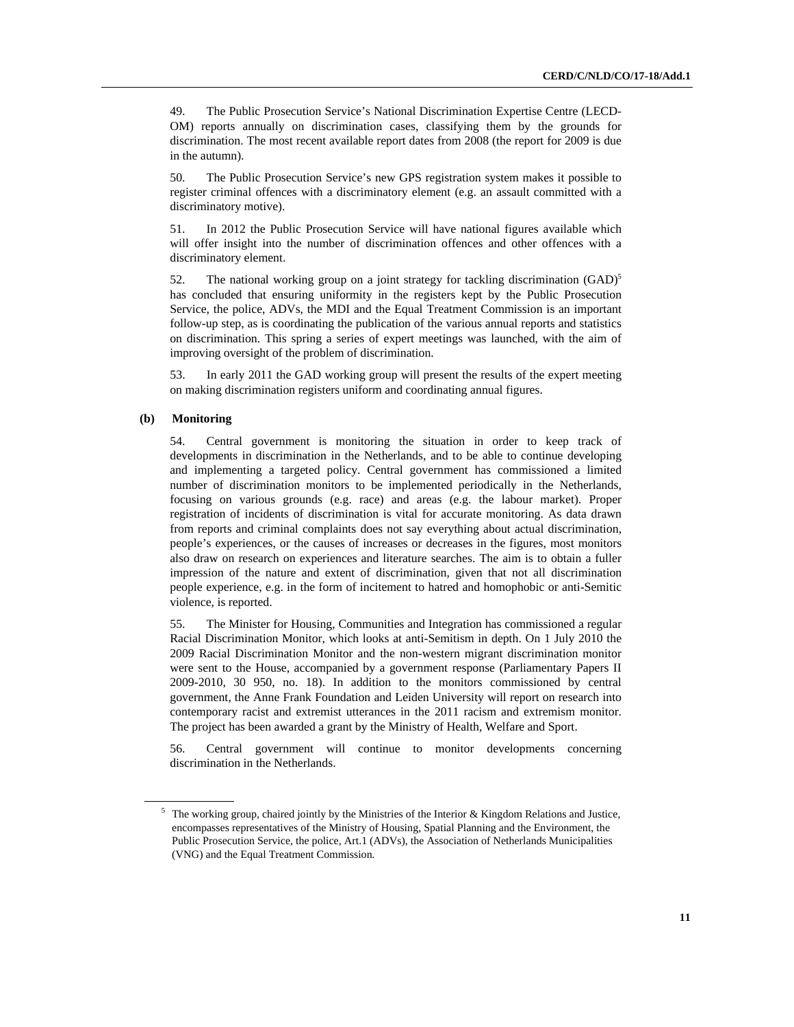49. The Public Prosecution Service's National Discrimination Expertise Centre (LECD-OM) reports annually on discrimination cases, classifying them by the grounds for discrimination. The most recent available report dates from 2008 (the report for 2009 is due in the autumn).

50. The Public Prosecution Service's new GPS registration system makes it possible to register criminal offences with a discriminatory element (e.g. an assault committed with a discriminatory motive).

51. In 2012 the Public Prosecution Service will have national figures available which will offer insight into the number of discrimination offences and other offences with a discriminatory element.

52. The national working group on a joint strategy for tackling discrimination (GAD)[5] has concluded that ensuring uniformity in the registers kept by the Public Prosecution Service, the police, ADVs, the MDI and the Equal Treatment Commission is an important follow-up step, as is coordinating the publication of the various annual reports and statistics on discrimination. This spring a series of expert meetings was launched, with the aim of improving oversight of the problem of discrimination.

53. In early 2011 the GAD working group will present the results of the expert meeting on making discrimination registers uniform and coordinating annual figures.

### (b) Monitoring

54. Central government is monitoring the situation in order to keep track of developments in discrimination in the Netherlands, and to be able to continue developing and implementing a targeted policy. Central government has commissioned a limited number of discrimination monitors to be implemented periodically in the Netherlands, focusing on various grounds (e.g. race) and areas (e.g. the labour market). Proper registration of incidents of discrimination is vital for accurate monitoring. As data drawn from reports and criminal complaints does not say everything about actual discrimination, people's experiences, or the causes of increases or decreases in the figures, most monitors also draw on research on experiences and literature searches. The aim is to obtain a fuller impression of the nature and extent of discrimination, given that not all discrimination people experience, e.g. in the form of incitement to hatred and homophobic or anti-Semitic violence, is reported.

55. The Minister for Housing, Communities and Integration has commissioned a regular Racial Discrimination Monitor, which looks at anti-Semitism in depth. On 1 July 2010 the 2009 Racial Discrimination Monitor and the non-western migrant discrimination monitor were sent to the House, accompanied by a government response (Parliamentary Papers II 2009-2010, 30 950, no. 18). In addition to the monitors commissioned by central government, the Anne Frank Foundation and Leiden University will report on research into contemporary racist and extremist utterances in the 2011 racism and extremism monitor. The project has been awarded a grant by the Ministry of Health, Welfare and Sport.

56. Central government will continue to monitor developments concerning discrimination in the Netherlands.

---

[5] The working group, chaired jointly by the Ministries of the Interior & Kingdom Relations and Justice, encompasses representatives of the Ministry of Housing, Spatial Planning and the Environment, the Public Prosecution Service, the police, Art.1 (ADVs), the Association of Netherlands Municipalities (VNG) and the Equal Treatment Commission.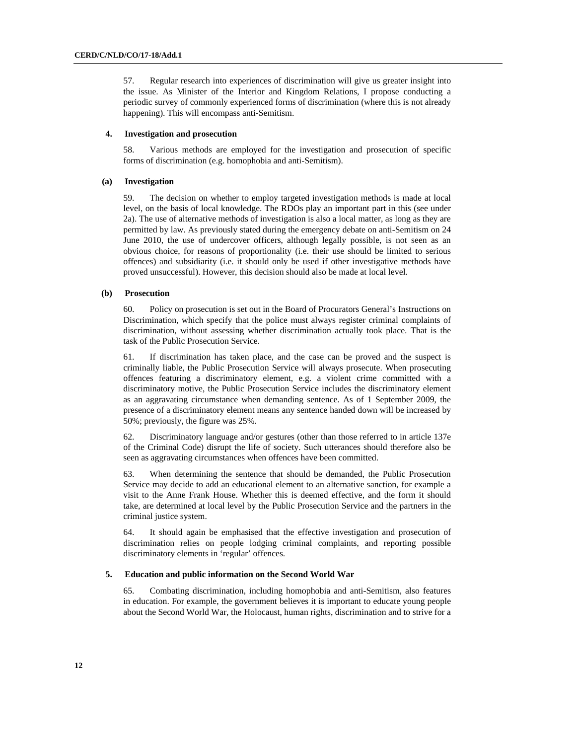57. Regular research into experiences of discrimination will give us greater insight into the issue. As Minister of the Interior and Kingdom Relations, I propose conducting a periodic survey of commonly experienced forms of discrimination (where this is not already happening). This will encompass anti-Semitism.

## 4. Investigation and prosecution

58. Various methods are employed for the investigation and prosecution of specific forms of discrimination (e.g. homophobia and anti-Semitism).

### (a) Investigation

59. The decision on whether to employ targeted investigation methods is made at local level, on the basis of local knowledge. The RDOs play an important part in this (see under 2a). The use of alternative methods of investigation is also a local matter, as long as they are permitted by law. As previously stated during the emergency debate on anti-Semitism on 24 June 2010, the use of undercover officers, although legally possible, is not seen as an obvious choice, for reasons of proportionality (i.e. their use should be limited to serious offences) and subsidiarity (i.e. it should only be used if other investigative methods have proved unsuccessful). However, this decision should also be made at local level.

### (b) Prosecution

60. Policy on prosecution is set out in the Board of Procurators General's Instructions on Discrimination, which specify that the police must always register criminal complaints of discrimination, without assessing whether discrimination actually took place. That is the task of the Public Prosecution Service.

61. If discrimination has taken place, and the case can be proved and the suspect is criminally liable, the Public Prosecution Service will always prosecute. When prosecuting offences featuring a discriminatory element, e.g. a violent crime committed with a discriminatory motive, the Public Prosecution Service includes the discriminatory element as an aggravating circumstance when demanding sentence. As of 1 September 2009, the presence of a discriminatory element means any sentence handed down will be increased by 50%; previously, the figure was 25%.

62. Discriminatory language and/or gestures (other than those referred to in article 137e of the Criminal Code) disrupt the life of society. Such utterances should therefore also be seen as aggravating circumstances when offences have been committed.

63. When determining the sentence that should be demanded, the Public Prosecution Service may decide to add an educational element to an alternative sanction, for example a visit to the Anne Frank House. Whether this is deemed effective, and the form it should take, are determined at local level by the Public Prosecution Service and the partners in the criminal justice system.

64. It should again be emphasised that the effective investigation and prosecution of discrimination relies on people lodging criminal complaints, and reporting possible discriminatory elements in 'regular' offences.

## 5. Education and public information on the Second World War

65. Combating discrimination, including homophobia and anti-Semitism, also features in education. For example, the government believes it is important to educate young people about the Second World War, the Holocaust, human rights, discrimination and to strive for a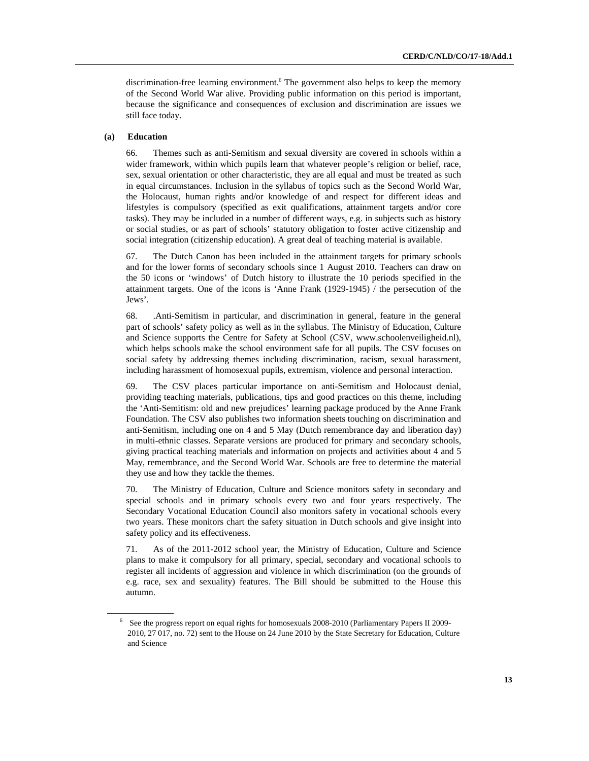discrimination-free learning environment.[6] The government also helps to keep the memory of the Second World War alive. Providing public information on this period is important, because the significance and consequences of exclusion and discrimination are issues we still face today.

**(a) Education**

66. Themes such as anti-Semitism and sexual diversity are covered in schools within a wider framework, within which pupils learn that whatever people's religion or belief, race, sex, sexual orientation or other characteristic, they are all equal and must be treated as such in equal circumstances. Inclusion in the syllabus of topics such as the Second World War, the Holocaust, human rights and/or knowledge of and respect for different ideas and lifestyles is compulsory (specified as exit qualifications, attainment targets and/or core tasks). They may be included in a number of different ways, e.g. in subjects such as history or social studies, or as part of schools' statutory obligation to foster active citizenship and social integration (citizenship education). A great deal of teaching material is available.

67. The Dutch Canon has been included in the attainment targets for primary schools and for the lower forms of secondary schools since 1 August 2010. Teachers can draw on the 50 icons or 'windows' of Dutch history to illustrate the 10 periods specified in the attainment targets. One of the icons is 'Anne Frank (1929-1945) / the persecution of the Jews'.

68. .Anti-Semitism in particular, and discrimination in general, feature in the general part of schools' safety policy as well as in the syllabus. The Ministry of Education, Culture and Science supports the Centre for Safety at School (CSV, www.schoolenveiligheid.nl), which helps schools make the school environment safe for all pupils. The CSV focuses on social safety by addressing themes including discrimination, racism, sexual harassment, including harassment of homosexual pupils, extremism, violence and personal interaction.

69. The CSV places particular importance on anti-Semitism and Holocaust denial, providing teaching materials, publications, tips and good practices on this theme, including the 'Anti-Semitism: old and new prejudices' learning package produced by the Anne Frank Foundation. The CSV also publishes two information sheets touching on discrimination and anti-Semitism, including one on 4 and 5 May (Dutch remembrance day and liberation day) in multi-ethnic classes. Separate versions are produced for primary and secondary schools, giving practical teaching materials and information on projects and activities about 4 and 5 May, remembrance, and the Second World War. Schools are free to determine the material they use and how they tackle the themes.

70. The Ministry of Education, Culture and Science monitors safety in secondary and special schools and in primary schools every two and four years respectively. The Secondary Vocational Education Council also monitors safety in vocational schools every two years. These monitors chart the safety situation in Dutch schools and give insight into safety policy and its effectiveness.

71. As of the 2011-2012 school year, the Ministry of Education, Culture and Science plans to make it compulsory for all primary, special, secondary and vocational schools to register all incidents of aggression and violence in which discrimination (on the grounds of e.g. race, sex and sexuality) features. The Bill should be submitted to the House this autumn.

---

[6] See the progress report on equal rights for homosexuals 2008-2010 (Parliamentary Papers II 2009-2010, 27 017, no. 72) sent to the House on 24 June 2010 by the State Secretary for Education, Culture and Science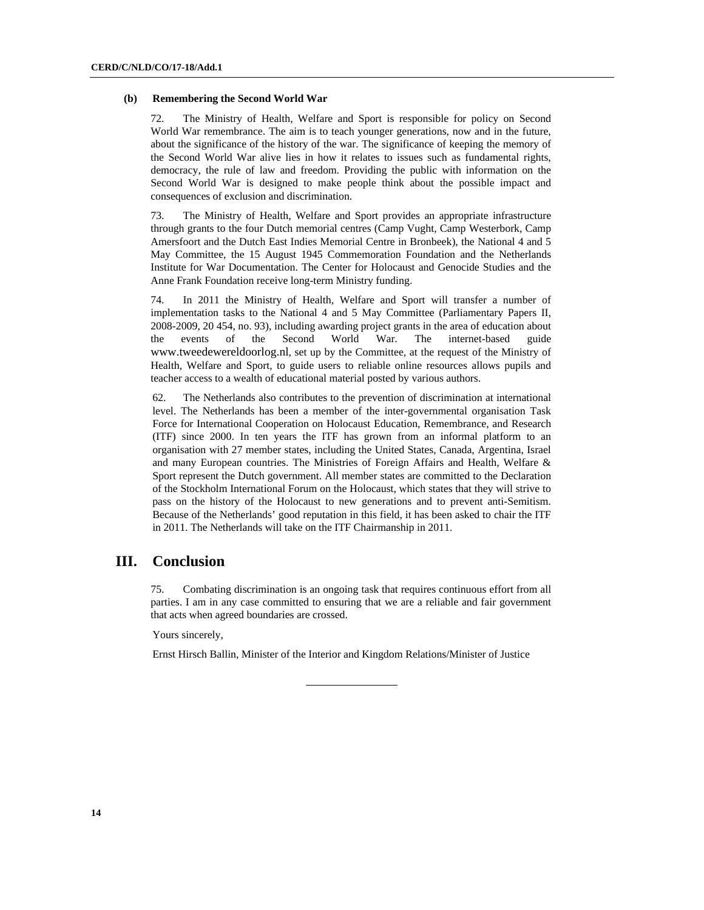### (b) Remembering the Second World War

72. The Ministry of Health, Welfare and Sport is responsible for policy on Second World War remembrance. The aim is to teach younger generations, now and in the future, about the significance of the history of the war. The significance of keeping the memory of the Second World War alive lies in how it relates to issues such as fundamental rights, democracy, the rule of law and freedom. Providing the public with information on the Second World War is designed to make people think about the possible impact and consequences of exclusion and discrimination.

73. The Ministry of Health, Welfare and Sport provides an appropriate infrastructure through grants to the four Dutch memorial centres (Camp Vught, Camp Westerbork, Camp Amersfoort and the Dutch East Indies Memorial Centre in Bronbeek), the National 4 and 5 May Committee, the 15 August 1945 Commemoration Foundation and the Netherlands Institute for War Documentation. The Center for Holocaust and Genocide Studies and the Anne Frank Foundation receive long-term Ministry funding.

74. In 2011 the Ministry of Health, Welfare and Sport will transfer a number of implementation tasks to the National 4 and 5 May Committee (Parliamentary Papers II, 2008-2009, 20 454, no. 93), including awarding project grants in the area of education about the events of the Second World War. The internet-based guide www.tweedewereldoorlog.nl, set up by the Committee, at the request of the Ministry of Health, Welfare and Sport, to guide users to reliable online resources allows pupils and teacher access to a wealth of educational material posted by various authors.

62. The Netherlands also contributes to the prevention of discrimination at international level. The Netherlands has been a member of the inter-governmental organisation Task Force for International Cooperation on Holocaust Education, Remembrance, and Research (ITF) since 2000. In ten years the ITF has grown from an informal platform to an organisation with 27 member states, including the United States, Canada, Argentina, Israel and many European countries. The Ministries of Foreign Affairs and Health, Welfare & Sport represent the Dutch government. All member states are committed to the Declaration of the Stockholm International Forum on the Holocaust, which states that they will strive to pass on the history of the Holocaust to new generations and to prevent anti-Semitism. Because of the Netherlands' good reputation in this field, it has been asked to chair the ITF in 2011. The Netherlands will take on the ITF Chairmanship in 2011.

## III. Conclusion

75. Combating discrimination is an ongoing task that requires continuous effort from all parties. I am in any case committed to ensuring that we are a reliable and fair government that acts when agreed boundaries are crossed.

Yours sincerely,

Ernst Hirsch Ballin, Minister of the Interior and Kingdom Relations/Minister of Justice